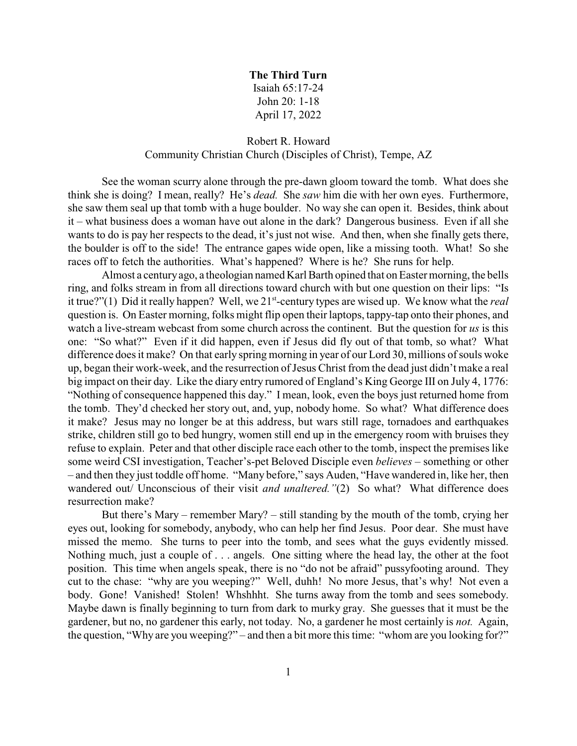**The Third Turn**

Isaiah 65:17-24

John 20: 1-18

April 17, 2022

Robert R. Howard

Community Christian Church (Disciples of Christ), Tempe, AZ

See the woman scurry alone through the pre-dawn gloom toward the tomb. What does she think she is doing? I mean, really? He's *dead.* She *saw* him die with her own eyes. Furthermore, she saw them seal up that tomb with a huge boulder. No way she can open it. Besides, think about it – what business does a woman have out alone in the dark? Dangerous business. Even if all she wants to do is pay her respects to the dead, it's just not wise. And then, when she finally gets there, the boulder is off to the side! The entrance gapes wide open, like a missing tooth. What! So she races off to fetch the authorities. What's happened? Where is he? She runs for help.

Almost a century ago, a theologian named Karl Barth opined that on Easter morning, the bells ring, and folks stream in from all directions toward church with but one question on their lips: "Is it true?"(1) Did it really happen? Well, we 21st-century types are wised up. We know what the *real* question is. On Easter morning, folks might flip open their laptops, tappy-tap onto their phones, and watch a live-stream webcast from some church across the continent. But the question for *us* is this one: "So what?" Even if it did happen, even if Jesus did fly out of that tomb, so what? What difference does it make? On that early spring morning in year of our Lord 30, millions of souls woke up, began their work-week, and the resurrection of Jesus Christ from the dead just didn't make a real big impact on their day. Like the diary entry rumored of England's King George III on July 4, 1776: "Nothing of consequence happened this day." I mean, look, even the boys just returned home from the tomb. They'd checked her story out, and, yup, nobody home. So what? What difference does it make? Jesus may no longer be at this address, but wars still rage, tornadoes and earthquakes strike, children still go to bed hungry, women still end up in the emergency room with bruises they refuse to explain. Peter and that other disciple race each other to the tomb, inspect the premises like some weird CSI investigation, Teacher's-pet Beloved Disciple even *believes* – something or other – and then they just toddle off home. "Many before," says Auden, "Have wandered in, like her, then wandered out/ Unconscious of their visit *and unaltered."*(2) So what? What difference does resurrection make?

But there's Mary – remember Mary? – still standing by the mouth of the tomb, crying her eyes out, looking for somebody, anybody, who can help her find Jesus. Poor dear. She must have missed the memo. She turns to peer into the tomb, and sees what the guys evidently missed. Nothing much, just a couple of . . . angels. One sitting where the head lay, the other at the foot position. This time when angels speak, there is no "do not be afraid" pussyfooting around. They cut to the chase: "why are you weeping?" Well, duhh! No more Jesus, that's why! Not even a body. Gone! Vanished! Stolen! Whshhht. She turns away from the tomb and sees somebody. Maybe dawn is finally beginning to turn from dark to murky gray. She guesses that it must be the gardener, but no, no gardener this early, not today. No, a gardener he most certainly is *not.* Again, the question, "Why are you weeping?" – and then a bit more this time: "whom are you looking for?"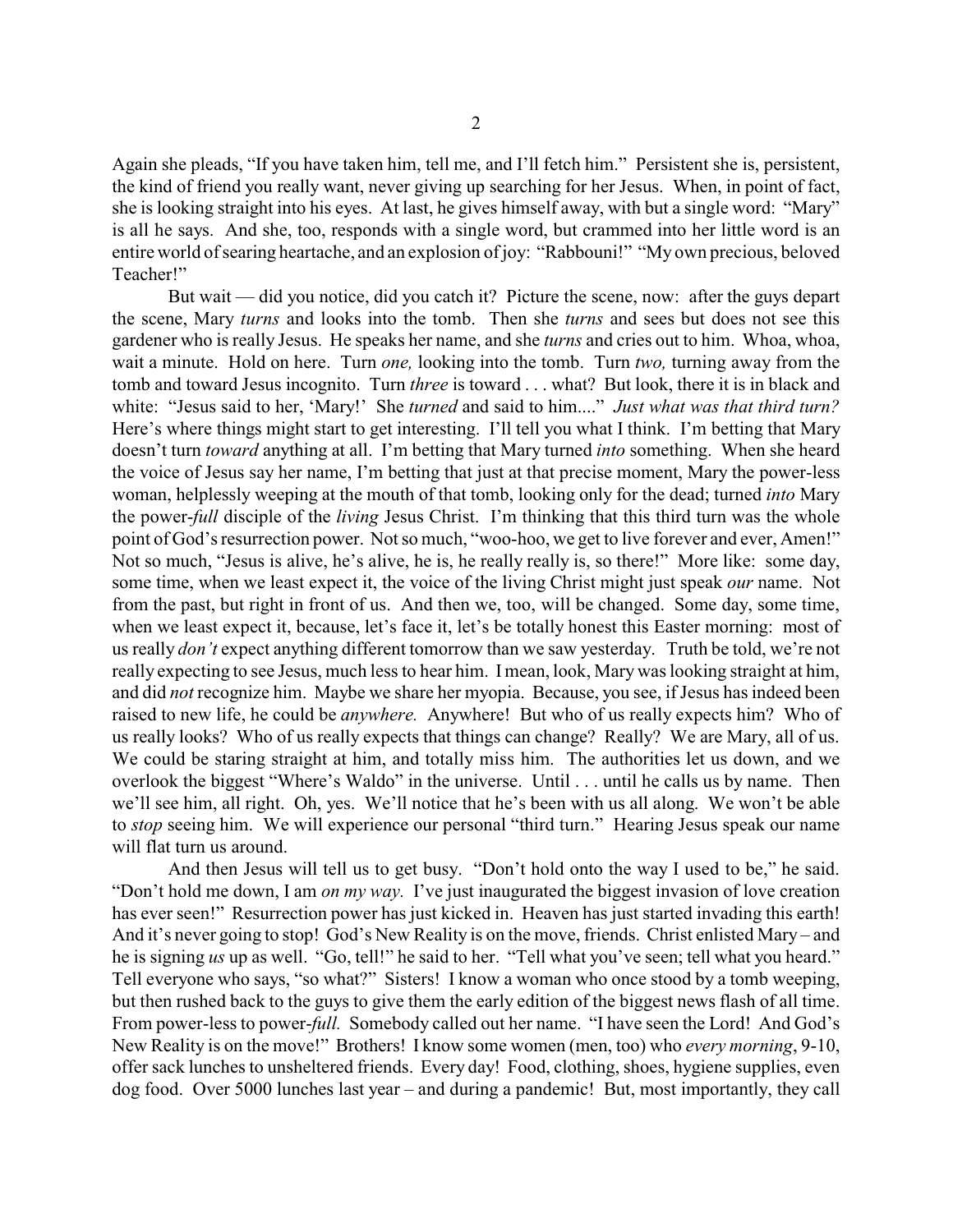Again she pleads, "If you have taken him, tell me, and I'll fetch him." Persistent she is, persistent, the kind of friend you really want, never giving up searching for her Jesus. When, in point of fact, she is looking straight into his eyes. At last, he gives himself away, with but a single word: "Mary" is all he says. And she, too, responds with a single word, but crammed into her little word is an entire world of searing heartache, and an explosion of joy: "Rabbouni!" "My own precious, beloved Teacher!"

But wait — did you notice, did you catch it? Picture the scene, now: after the guys depart the scene, Mary *turns* and looks into the tomb. Then she *turns* and sees but does not see this gardener who is really Jesus. He speaks her name, and she *turns* and cries out to him. Whoa, whoa, wait a minute. Hold on here. Turn *one,* looking into the tomb. Turn *two,* turning away from the tomb and toward Jesus incognito. Turn *three* is toward . . . what? But look, there it is in black and white: "Jesus said to her, 'Mary!' She *turned* and said to him...." *Just what was that third turn?* Here's where things might start to get interesting. I'll tell you what I think. I'm betting that Mary doesn't turn *toward* anything at all. I'm betting that Mary turned *into* something. When she heard the voice of Jesus say her name, I'm betting that just at that precise moment, Mary the power-less woman, helplessly weeping at the mouth of that tomb, looking only for the dead; turned *into* Mary the power-*full* disciple of the *living* Jesus Christ. I'm thinking that this third turn was the whole point of God's resurrection power. Not so much, "woo-hoo, we get to live forever and ever, Amen!" Not so much, "Jesus is alive, he's alive, he is, he really really is, so there!" More like: some day, some time, when we least expect it, the voice of the living Christ might just speak *our* name. Not from the past, but right in front of us. And then we, too, will be changed. Some day, some time, when we least expect it, because, let's face it, let's be totally honest this Easter morning: most of us really *don't* expect anything different tomorrow than we saw yesterday. Truth be told, we're not really expecting to see Jesus, much less to hear him. I mean, look, Mary was looking straight at him, and did *not* recognize him. Maybe we share her myopia. Because, you see, if Jesus has indeed been raised to new life, he could be *anywhere.* Anywhere! But who of us really expects him? Who of us really looks? Who of us really expects that things can change? Really? We are Mary, all of us. We could be staring straight at him, and totally miss him. The authorities let us down, and we overlook the biggest "Where's Waldo" in the universe. Until . . . until he calls us by name. Then we'll see him, all right. Oh, yes. We'll notice that he's been with us all along. We won't be able to *stop* seeing him. We will experience our personal "third turn." Hearing Jesus speak our name will flat turn us around.

And then Jesus will tell us to get busy. "Don't hold onto the way I used to be," he said. "Don't hold me down, I am *on my way.* I've just inaugurated the biggest invasion of love creation has ever seen!" Resurrection power has just kicked in. Heaven has just started invading this earth! And it's never going to stop! God's New Reality is on the move, friends. Christ enlisted Mary – and he is signing *us* up as well. "Go, tell!" he said to her. "Tell what you've seen; tell what you heard." Tell everyone who says, "so what?" Sisters! I know a woman who once stood by a tomb weeping, but then rushed back to the guys to give them the early edition of the biggest news flash of all time. From power-less to power-*full.* Somebody called out her name. "I have seen the Lord! And God's New Reality is on the move!" Brothers! I know some women (men, too) who *every morning*, 9-10, offer sack lunches to unsheltered friends. Every day! Food, clothing, shoes, hygiene supplies, even dog food. Over 5000 lunches last year – and during a pandemic! But, most importantly, they call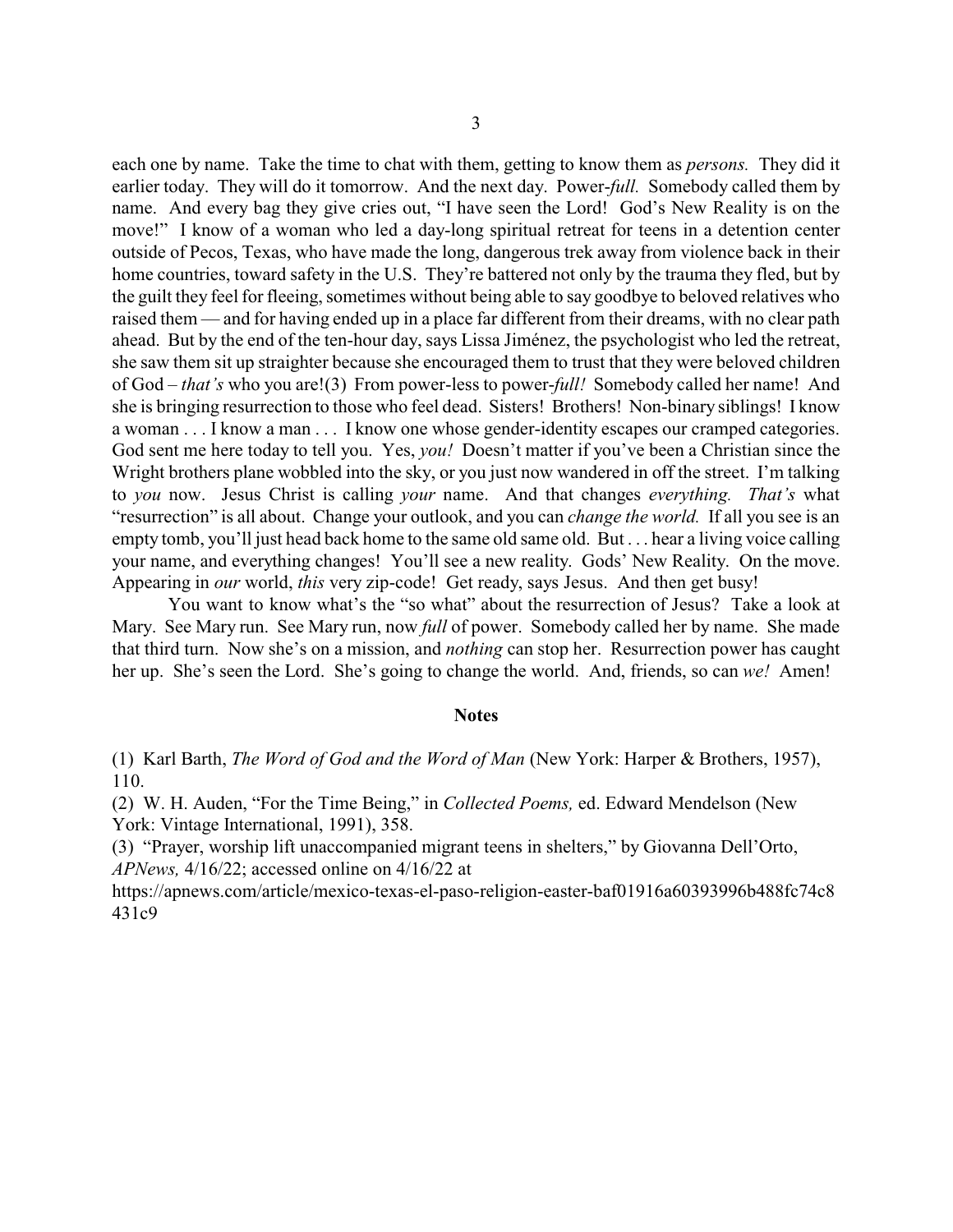each one by name. Take the time to chat with them, getting to know them as *persons.* They did it earlier today. They will do it tomorrow. And the next day. Power-*full.* Somebody called them by name. And every bag they give cries out, "I have seen the Lord! God's New Reality is on the move!" I know of a woman who led a day-long spiritual retreat for teens in a detention center outside of Pecos, Texas, who have made the long, dangerous trek away from violence back in their home countries, toward safety in the U.S. They're battered not only by the trauma they fled, but by the guilt they feel for fleeing, sometimes without being able to say goodbye to beloved relatives who raised them — and for having ended up in a place far different from their dreams, with no clear path ahead. But by the end of the ten-hour day, says Lissa Jiménez, the psychologist who led the retreat, she saw them sit up straighter because she encouraged them to trust that they were beloved children of God – *that's* who you are!(3) From power-less to power-*full!* Somebody called her name! And she is bringing resurrection to those who feel dead. Sisters! Brothers! Non-binary siblings! I know a woman . . . I know a man . . . I know one whose gender-identity escapes our cramped categories. God sent me here today to tell you. Yes, *you!* Doesn't matter if you've been a Christian since the Wright brothers plane wobbled into the sky, or you just now wandered in off the street. I'm talking to *you* now. Jesus Christ is calling *your* name. And that changes *everything. That's* what "resurrection" is all about. Change your outlook, and you can *change the world.* If all you see is an empty tomb, you'll just head back home to the same old same old. But . . . hear a living voice calling your name, and everything changes! You'll see a new reality. Gods' New Reality. On the move. Appearing in *our* world, *this* very zip-code! Get ready, says Jesus. And then get busy!

You want to know what's the "so what" about the resurrection of Jesus? Take a look at Mary. See Mary run. See Mary run, now *full* of power. Somebody called her by name. She made that third turn. Now she's on a mission, and *nothing* can stop her. Resurrection power has caught her up. She's seen the Lord. She's going to change the world. And, friends, so can *we!* Amen!

**Notes**

(1) Karl Barth, *The Word of God and the Word of Man* (New York: Harper & Brothers, 1957), 110.

(2) W. H. Auden, "For the Time Being," in *Collected Poems,* ed. Edward Mendelson (New York: Vintage International, 1991), 358.

(3) "Prayer, worship lift unaccompanied migrant teens in shelters," by Giovanna Dell'Orto, *APNews,* 4/16/22; accessed online on 4/16/22 at https://apnews.com/article/mexico-texas-el-paso-religion-easter-baf01916a60393996b488fc74c8431c9